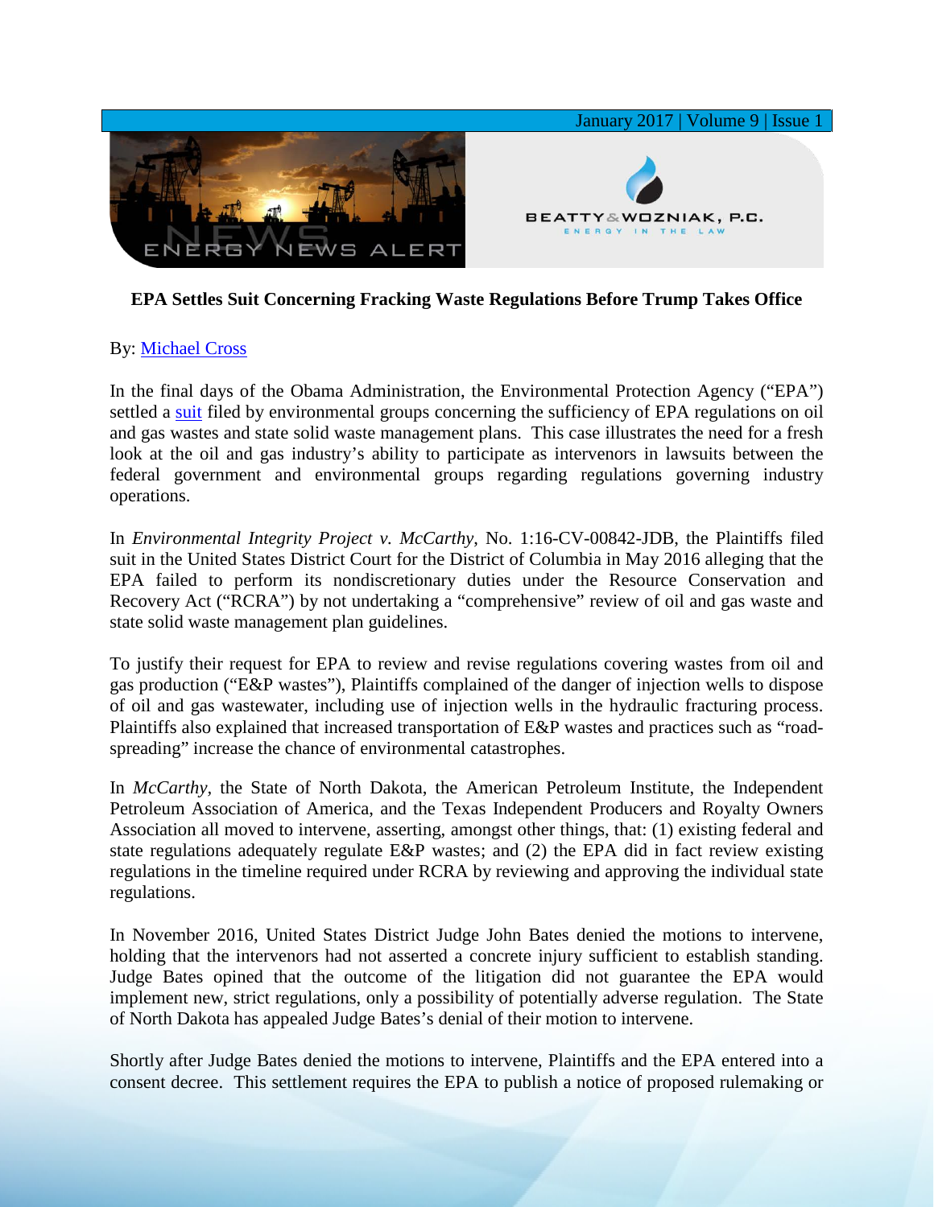# EPA Settles Suit Concerning Fracking Waste Regulations Before Trump Takes Office

By: [Michael Cross]

In the final days of the Obama Administration, the Environmental Protection Agency ("EPA") settled a [suit] filed by environmental groups concerning the sufficiency of EPA regulations on oil and gas wastes and state solid waste management plans. This case illustrates the need for a fresh look at the oil and gas industry's ability to participate as intervenors in lawsuits between the federal government and environmental groups regarding regulations governing industry operations.

In *Environmental Integrity Project v. McCarthy*, No. 1:16-CV-00842-JDB, the Plaintiffs filed suit in the United States District Court for the District of Columbia in May 2016 alleging that the EPA failed to perform its nondiscretionary duties under the Resource Conservation and Recovery Act ("RCRA") by not undertaking a "comprehensive" review of oil and gas waste and state solid waste management plan guidelines.

To justify their request for EPA to review and revise regulations covering wastes from oil and gas production ("E&P wastes"), Plaintiffs complained of the danger of injection wells to dispose of oil and gas wastewater, including use of injection wells in the hydraulic fracturing process. Plaintiffs also explained that increased transportation of E&P wastes and practices such as "road-spreading" increase the chance of environmental catastrophes.

In *McCarthy*, the State of North Dakota, the American Petroleum Institute, the Independent Petroleum Association of America, and the Texas Independent Producers and Royalty Owners Association all moved to intervene, asserting, amongst other things, that: (1) existing federal and state regulations adequately regulate E&P wastes; and (2) the EPA did in fact review existing regulations in the timeline required under RCRA by reviewing and approving the individual state regulations.

In November 2016, United States District Judge John Bates denied the motions to intervene, holding that the intervenors had not asserted a concrete injury sufficient to establish standing. Judge Bates opined that the outcome of the litigation did not guarantee the EPA would implement new, strict regulations, only a possibility of potentially adverse regulation. The State of North Dakota has appealed Judge Bates's denial of their motion to intervene.

Shortly after Judge Bates denied the motions to intervene, Plaintiffs and the EPA entered into a consent decree. This settlement requires the EPA to publish a notice of proposed rulemaking or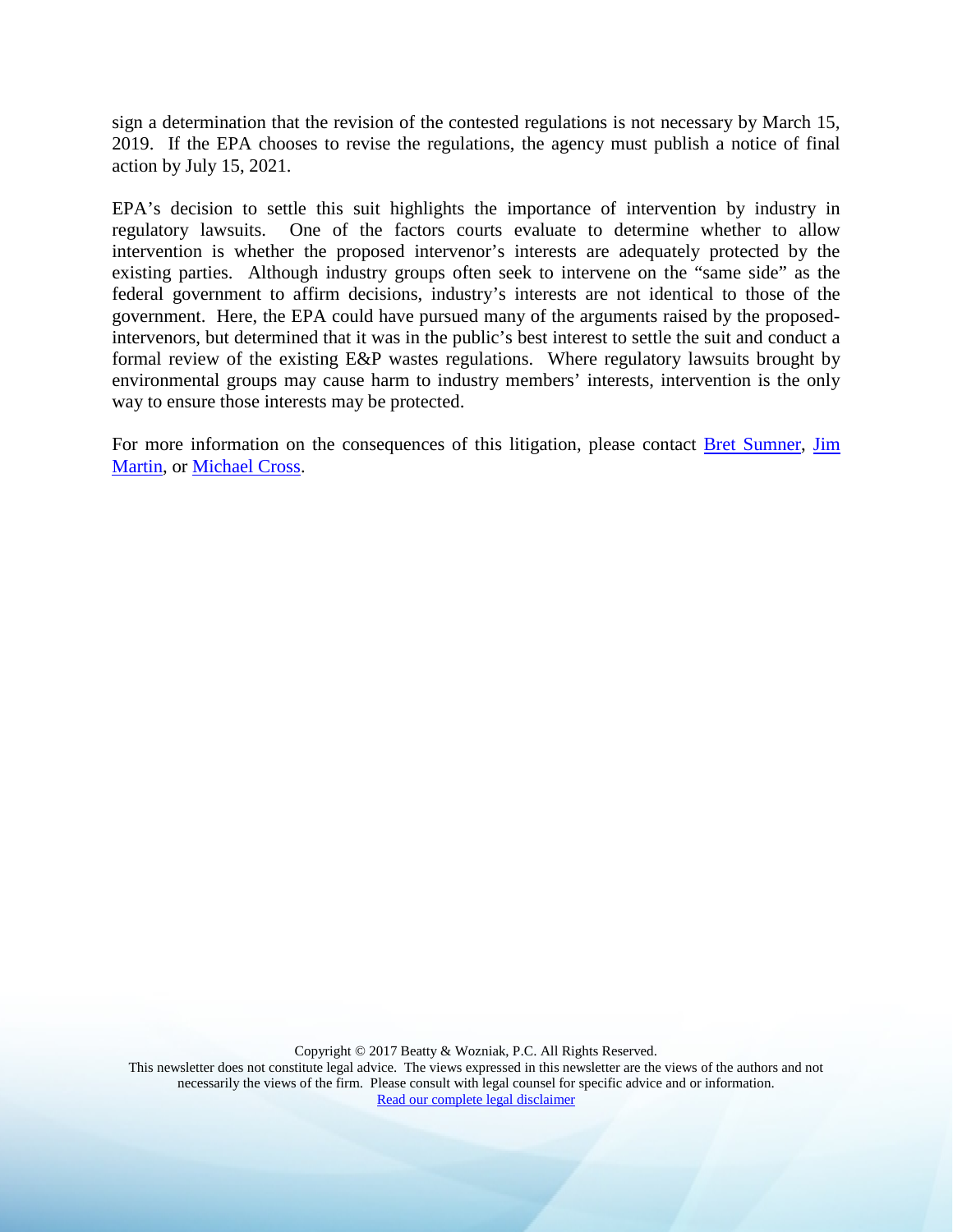sign a determination that the revision of the contested regulations is not necessary by March 15, 2019. If the EPA chooses to revise the regulations, the agency must publish a notice of final action by July 15, 2021.

EPA's decision to settle this suit highlights the importance of intervention by industry in regulatory lawsuits. One of the factors courts evaluate to determine whether to allow intervention is whether the proposed intervenor's interests are adequately protected by the existing parties. Although industry groups often seek to intervene on the "same side" as the federal government to affirm decisions, industry's interests are not identical to those of the government. Here, the EPA could have pursued many of the arguments raised by the proposed-intervenors, but determined that it was in the public's best interest to settle the suit and conduct a formal review of the existing E&P wastes regulations. Where regulatory lawsuits brought by environmental groups may cause harm to industry members' interests, intervention is the only way to ensure those interests may be protected.

For more information on the consequences of this litigation, please contact Bret Sumner, Jim Martin, or Michael Cross.

Copyright © 2017 Beatty & Wozniak, P.C. All Rights Reserved.
This newsletter does not constitute legal advice. The views expressed in this newsletter are the views of the authors and not necessarily the views of the firm. Please consult with legal counsel for specific advice and or information.
Read our complete legal disclaimer